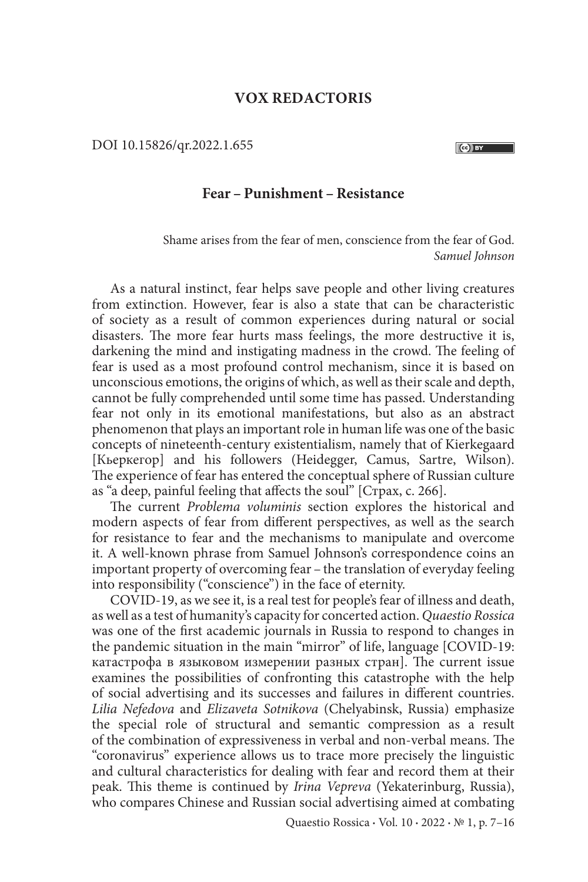# VOX REDACTORIS

DOI 10.15826/qr.2022.1.655

## Fear – Punishment – Resistance

> Shame arises from the fear of men, conscience from the fear of God.
> *Samuel Johnson*

As a natural instinct, fear helps save people and other living creatures from extinction. However, fear is also a state that can be characteristic of society as a result of common experiences during natural or social disasters. The more fear hurts mass feelings, the more destructive it is, darkening the mind and instigating madness in the crowd. The feeling of fear is used as a most profound control mechanism, since it is based on unconscious emotions, the origins of which, as well as their scale and depth, cannot be fully comprehended until some time has passed. Understanding fear not only in its emotional manifestations, but also as an abstract phenomenon that plays an important role in human life was one of the basic concepts of nineteenth-century existentialism, namely that of Kierkegaard [Кьеркегор] and his followers (Heidegger, Camus, Sartre, Wilson). The experience of fear has entered the conceptual sphere of Russian culture as "a deep, painful feeling that affects the soul" [Страх, с. 266].

The current *Problema voluminis* section explores the historical and modern aspects of fear from different perspectives, as well as the search for resistance to fear and the mechanisms to manipulate and overcome it. A well-known phrase from Samuel Johnson's correspondence coins an important property of overcoming fear – the translation of everyday feeling into responsibility ("conscience") in the face of eternity.

COVID-19, as we see it, is a real test for people's fear of illness and death, as well as a test of humanity's capacity for concerted action. *Quaestio Rossica* was one of the first academic journals in Russia to respond to changes in the pandemic situation in the main "mirror" of life, language [COVID-19: катастрофа в языковом измерении разных стран]. The current issue examines the possibilities of confronting this catastrophe with the help of social advertising and its successes and failures in different countries. *Lilia Nefedova* and *Elizaveta Sotnikova* (Chelyabinsk, Russia) emphasize the special role of structural and semantic compression as a result of the combination of expressiveness in verbal and non-verbal means. The "coronavirus" experience allows us to trace more precisely the linguistic and cultural characteristics for dealing with fear and record them at their peak. This theme is continued by *Irina Vepreva* (Yekaterinburg, Russia), who compares Chinese and Russian social advertising aimed at combating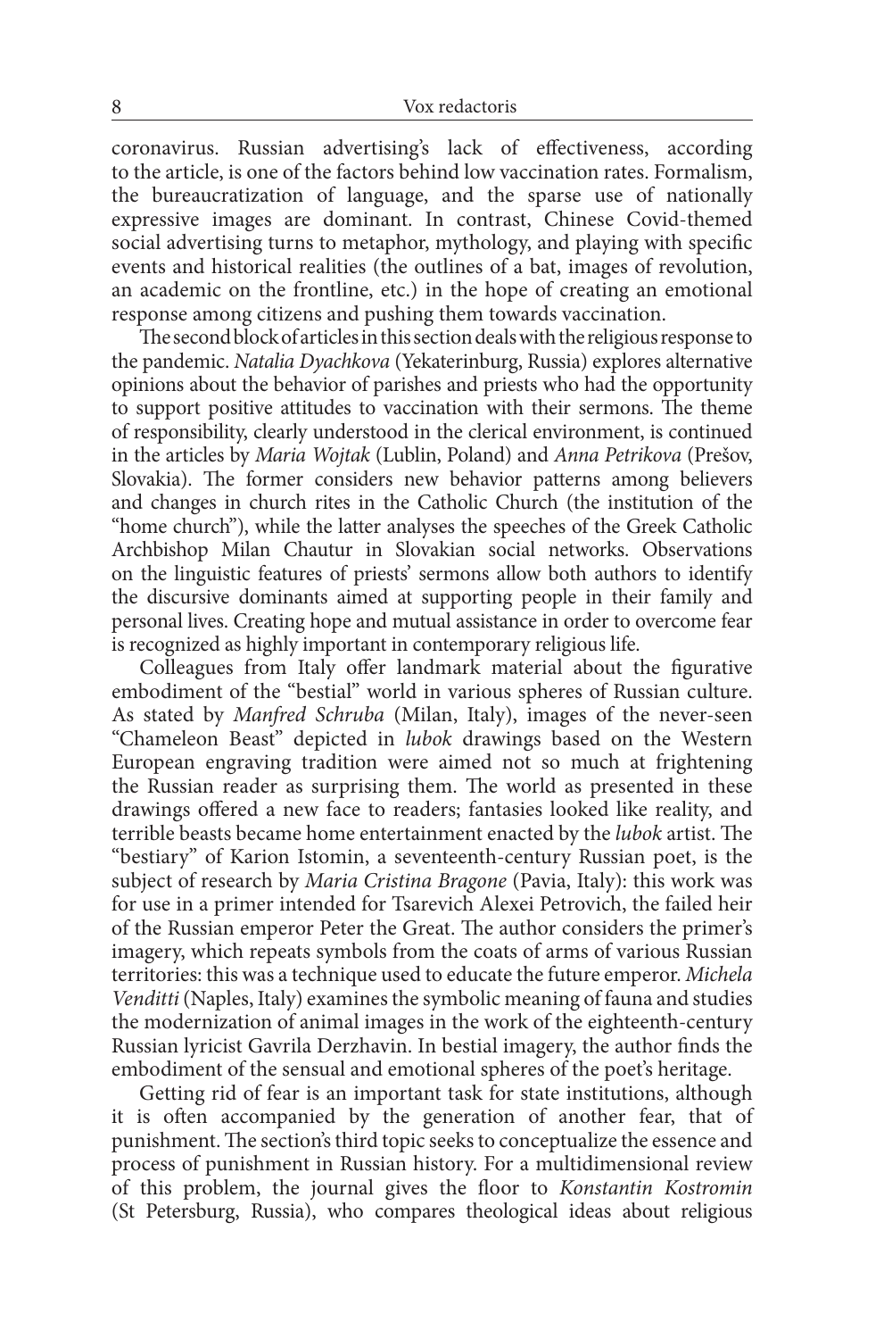coronavirus. Russian advertising's lack of effectiveness, according to the article, is one of the factors behind low vaccination rates. Formalism, the bureaucratization of language, and the sparse use of nationally expressive images are dominant. In contrast, Chinese Covid-themed social advertising turns to metaphor, mythology, and playing with specific events and historical realities (the outlines of a bat, images of revolution, an academic on the frontline, etc.) in the hope of creating an emotional response among citizens and pushing them towards vaccination.

The second block of articles in this section deals with the religious response to the pandemic. *Natalia Dyachkova* (Yekaterinburg, Russia) explores alternative opinions about the behavior of parishes and priests who had the opportunity to support positive attitudes to vaccination with their sermons. The theme of responsibility, clearly understood in the clerical environment, is continued in the articles by *Maria Wojtak* (Lublin, Poland) and *Anna Petrikova* (Prešov, Slovakia). The former considers new behavior patterns among believers and changes in church rites in the Catholic Church (the institution of the "home church"), while the latter analyses the speeches of the Greek Catholic Archbishop Milan Chautur in Slovakian social networks. Observations on the linguistic features of priests' sermons allow both authors to identify the discursive dominants aimed at supporting people in their family and personal lives. Creating hope and mutual assistance in order to overcome fear is recognized as highly important in contemporary religious life.

Colleagues from Italy offer landmark material about the figurative embodiment of the "bestial" world in various spheres of Russian culture. As stated by *Manfred Schruba* (Milan, Italy), images of the never-seen "Chameleon Beast" depicted in *lubok* drawings based on the Western European engraving tradition were aimed not so much at frightening the Russian reader as surprising them. The world as presented in these drawings offered a new face to readers; fantasies looked like reality, and terrible beasts became home entertainment enacted by the *lubok* artist. The "bestiary" of Karion Istomin, a seventeenth-century Russian poet, is the subject of research by *Maria Cristina Bragone* (Pavia, Italy): this work was for use in a primer intended for Tsarevich Alexei Petrovich, the failed heir of the Russian emperor Peter the Great. The author considers the primer's imagery, which repeats symbols from the coats of arms of various Russian territories: this was a technique used to educate the future emperor. *Michela Venditti* (Naples, Italy) examines the symbolic meaning of fauna and studies the modernization of animal images in the work of the eighteenth-century Russian lyricist Gavrila Derzhavin. In bestial imagery, the author finds the embodiment of the sensual and emotional spheres of the poet's heritage.

Getting rid of fear is an important task for state institutions, although it is often accompanied by the generation of another fear, that of punishment. The section's third topic seeks to conceptualize the essence and process of punishment in Russian history. For a multidimensional review of this problem, the journal gives the floor to *Konstantin Kostromin* (St Petersburg, Russia), who compares theological ideas about religious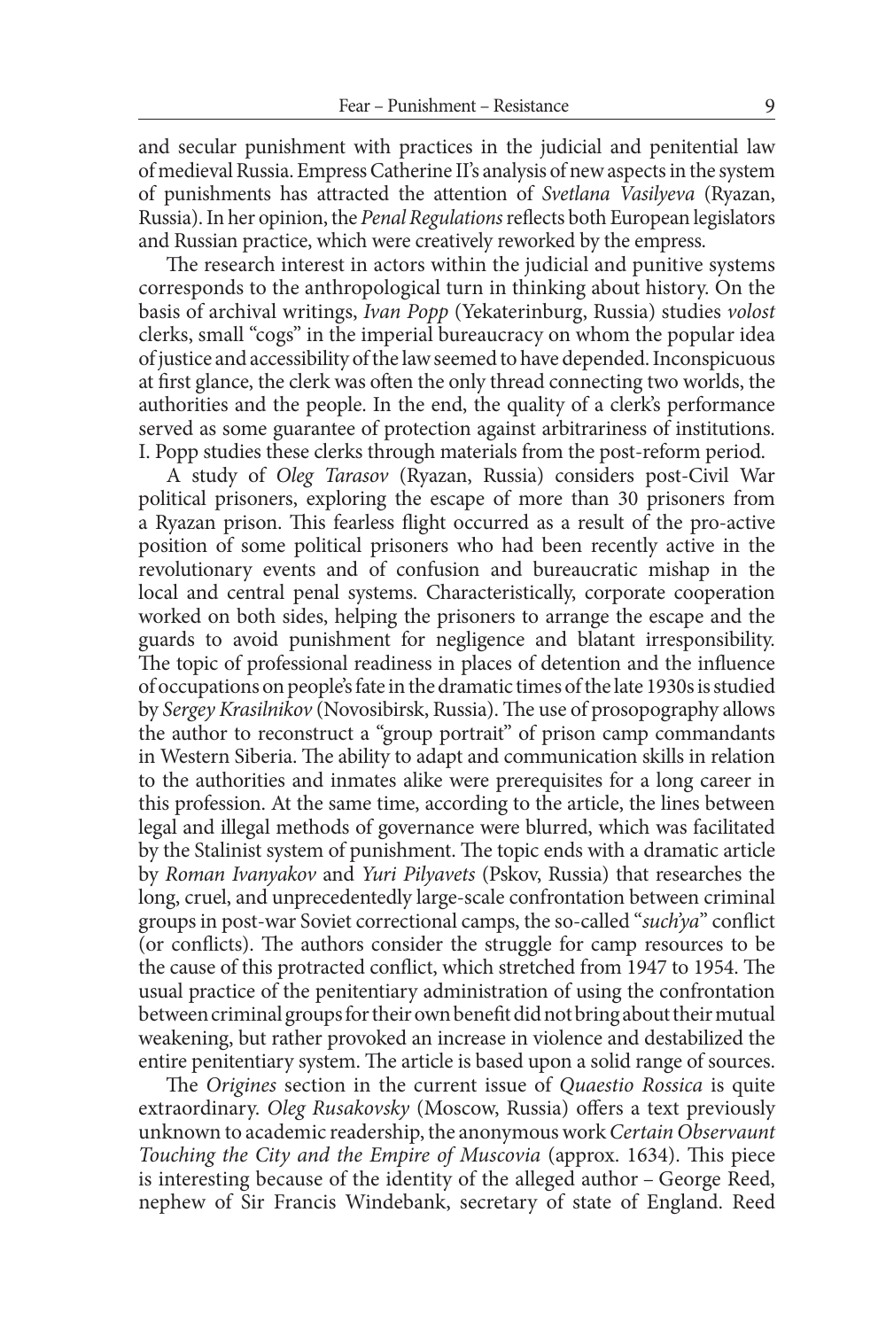and secular punishment with practices in the judicial and penitential law of medieval Russia. Empress Catherine II's analysis of new aspects in the system of punishments has attracted the attention of *Svetlana Vasilyeva* (Ryazan, Russia). In her opinion, the *Penal Regulations* reflects both European legislators and Russian practice, which were creatively reworked by the empress.

The research interest in actors within the judicial and punitive systems corresponds to the anthropological turn in thinking about history. On the basis of archival writings, *Ivan Popp* (Yekaterinburg, Russia) studies *volost* clerks, small "cogs" in the imperial bureaucracy on whom the popular idea of justice and accessibility of the law seemed to have depended. Inconspicuous at first glance, the clerk was often the only thread connecting two worlds, the authorities and the people. In the end, the quality of a clerk's performance served as some guarantee of protection against arbitrariness of institutions. I. Popp studies these clerks through materials from the post-reform period.

A study of *Oleg Tarasov* (Ryazan, Russia) considers post-Civil War political prisoners, exploring the escape of more than 30 prisoners from a Ryazan prison. This fearless flight occurred as a result of the pro-active position of some political prisoners who had been recently active in the revolutionary events and of confusion and bureaucratic mishap in the local and central penal systems. Characteristically, corporate cooperation worked on both sides, helping the prisoners to arrange the escape and the guards to avoid punishment for negligence and blatant irresponsibility. The topic of professional readiness in places of detention and the influence of occupations on people's fate in the dramatic times of the late 1930s is studied by *Sergey Krasilnikov* (Novosibirsk, Russia). The use of prosopography allows the author to reconstruct a "group portrait" of prison camp commandants in Western Siberia. The ability to adapt and communication skills in relation to the authorities and inmates alike were prerequisites for a long career in this profession. At the same time, according to the article, the lines between legal and illegal methods of governance were blurred, which was facilitated by the Stalinist system of punishment. The topic ends with a dramatic article by *Roman Ivanyakov* and *Yuri Pilyavets* (Pskov, Russia) that researches the long, cruel, and unprecedentedly large-scale confrontation between criminal groups in post-war Soviet correctional camps, the so-called "*such'ya*" conflict (or conflicts). The authors consider the struggle for camp resources to be the cause of this protracted conflict, which stretched from 1947 to 1954. The usual practice of the penitentiary administration of using the confrontation between criminal groups for their own benefit did not bring about their mutual weakening, but rather provoked an increase in violence and destabilized the entire penitentiary system. The article is based upon a solid range of sources.

The *Origines* section in the current issue of *Quaestio Rossica* is quite extraordinary. *Oleg Rusakovsky* (Moscow, Russia) offers a text previously unknown to academic readership, the anonymous work *Certain Observaunt Touching the City and the Empire of Muscovia* (approx. 1634). This piece is interesting because of the identity of the alleged author – George Reed, nephew of Sir Francis Windebank, secretary of state of England. Reed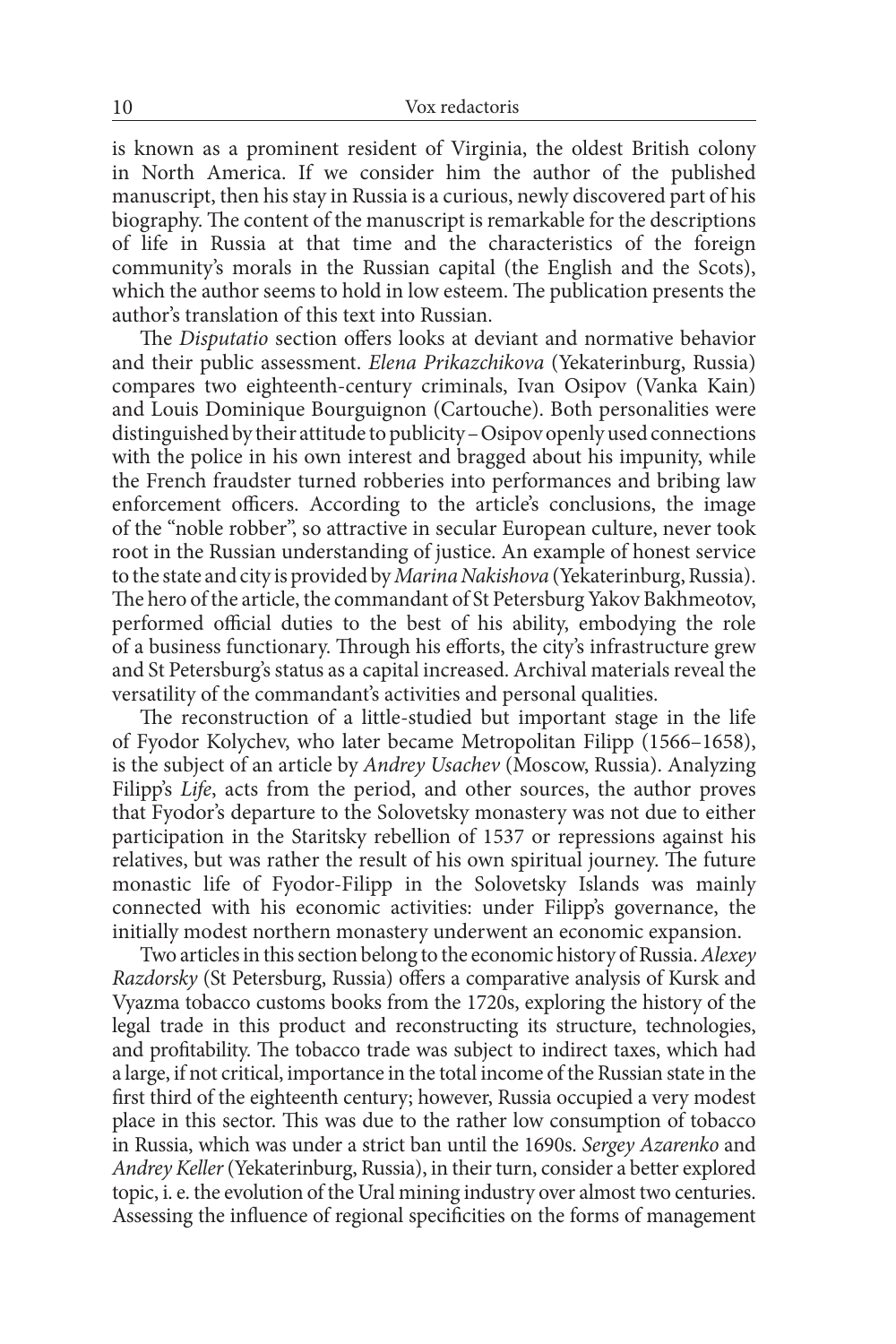is known as a prominent resident of Virginia, the oldest British colony in North America. If we consider him the author of the published manuscript, then his stay in Russia is a curious, newly discovered part of his biography. The content of the manuscript is remarkable for the descriptions of life in Russia at that time and the characteristics of the foreign community's morals in the Russian capital (the English and the Scots), which the author seems to hold in low esteem. The publication presents the author's translation of this text into Russian.

The *Disputatio* section offers looks at deviant and normative behavior and their public assessment. *Elena Prikazchikova* (Yekaterinburg, Russia) compares two eighteenth-century criminals, Ivan Osipov (Vanka Kain) and Louis Dominique Bourguignon (Cartouche). Both personalities were distinguished by their attitude to publicity – Osipov openly used connections with the police in his own interest and bragged about his impunity, while the French fraudster turned robberies into performances and bribing law enforcement officers. According to the article's conclusions, the image of the "noble robber", so attractive in secular European culture, never took root in the Russian understanding of justice. An example of honest service to the state and city is provided by *Marina Nakishova* (Yekaterinburg, Russia). The hero of the article, the commandant of St Petersburg Yakov Bakhmeotov, performed official duties to the best of his ability, embodying the role of a business functionary. Through his efforts, the city's infrastructure grew and St Petersburg's status as a capital increased. Archival materials reveal the versatility of the commandant's activities and personal qualities.

The reconstruction of a little-studied but important stage in the life of Fyodor Kolychev, who later became Metropolitan Filipp (1566–1658), is the subject of an article by *Andrey Usachev* (Moscow, Russia). Analyzing Filipp's *Life*, acts from the period, and other sources, the author proves that Fyodor's departure to the Solovetsky monastery was not due to either participation in the Staritsky rebellion of 1537 or repressions against his relatives, but was rather the result of his own spiritual journey. The future monastic life of Fyodor-Filipp in the Solovetsky Islands was mainly connected with his economic activities: under Filipp's governance, the initially modest northern monastery underwent an economic expansion.

Two articles in this section belong to the economic history of Russia. *Alexey Razdorsky* (St Petersburg, Russia) offers a comparative analysis of Kursk and Vyazma tobacco customs books from the 1720s, exploring the history of the legal trade in this product and reconstructing its structure, technologies, and profitability. The tobacco trade was subject to indirect taxes, which had a large, if not critical, importance in the total income of the Russian state in the first third of the eighteenth century; however, Russia occupied a very modest place in this sector. This was due to the rather low consumption of tobacco in Russia, which was under a strict ban until the 1690s. *Sergey Azarenko* and *Andrey Keller* (Yekaterinburg, Russia), in their turn, consider a better explored topic, i. e. the evolution of the Ural mining industry over almost two centuries. Assessing the influence of regional specificities on the forms of management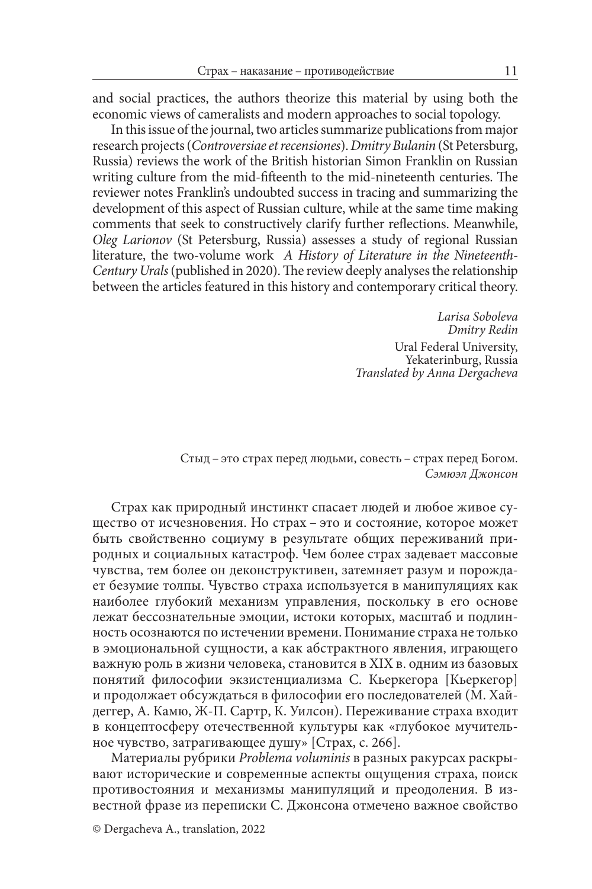and social practices, the authors theorize this material by using both the economic views of cameralists and modern approaches to social topology.

In this issue of the journal, two articles summarize publications from major research projects (*Controversiae et recensiones*). *Dmitry Bulanin* (St Petersburg, Russia) reviews the work of the British historian Simon Franklin on Russian writing culture from the mid-fifteenth to the mid-nineteenth centuries. The reviewer notes Franklin's undoubted success in tracing and summarizing the development of this aspect of Russian culture, while at the same time making comments that seek to constructively clarify further reflections. Meanwhile, *Oleg Larionov* (St Petersburg, Russia) assesses a study of regional Russian literature, the two-volume work *A History of Literature in the Nineteenth-Century Urals* (published in 2020). The review deeply analyses the relationship between the articles featured in this history and contemporary critical theory.

*Larisa Soboleva*
*Dmitry Redin*
Ural Federal University,
Yekaterinburg, Russia
*Translated by Anna Dergacheva*

Стыд – это страх перед людьми, совесть – страх перед Богом.
*Сэмюэл Джонсон*

Страх как природный инстинкт спасает людей и любое живое существо от исчезновения. Но страх – это и состояние, которое может быть свойственно социуму в результате общих переживаний природных и социальных катастроф. Чем более страх задевает массовые чувства, тем более он деконструктивен, затемняет разум и порождает безумие толпы. Чувство страха используется в манипуляциях как наиболее глубокий механизм управления, поскольку в его основе лежат бессознательные эмоции, истоки которых, масштаб и подлинность осознаются по истечении времени. Понимание страха не только в эмоциональной сущности, а как абстрактного явления, играющего важную роль в жизни человека, становится в XIX в. одним из базовых понятий философии экзистенциализма С. Кьеркегора [Кьеркегор] и продолжает обсуждаться в философии его последователей (М. Хайдеггер, А. Камю, Ж-П. Сартр, К. Уилсон). Переживание страха входит в концептосферу отечественной культуры как «глубокое мучительное чувство, затрагивающее душу» [Страх, с. 266].

Материалы рубрики *Problema voluminis* в разных ракурсах раскрывают исторические и современные аспекты ощущения страха, поиск противостояния и механизмы манипуляций и преодоления. В известной фразе из переписки С. Джонсона отмечено важное свойство

© Dergacheva A., translation, 2022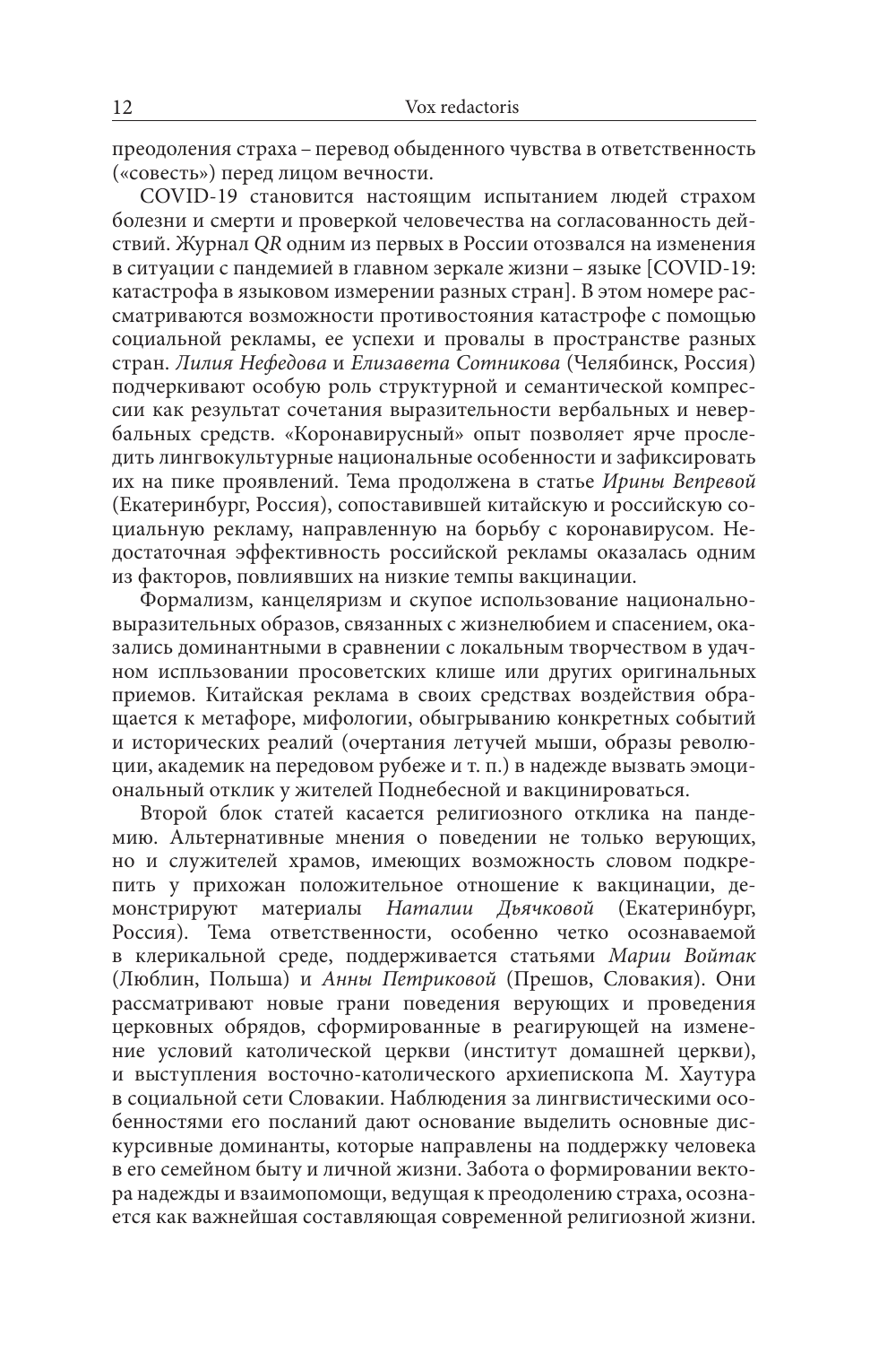преодоления страха – перевод обыденного чувства в ответственность («совесть») перед лицом вечности.

COVID-19 становится настоящим испытанием людей страхом болезни и смерти и проверкой человечества на согласованность действий. Журнал *QR* одним из первых в России отозвался на изменения в ситуации с пандемией в главном зеркале жизни – языке [COVID-19: катастрофа в языковом измерении разных стран]. В этом номере рассматриваются возможности противостояния катастрофе с помощью социальной рекламы, ее успехи и провалы в пространстве разных стран. *Лилия Нефедова* и *Елизавета Сотникова* (Челябинск, Россия) подчеркивают особую роль структурной и семантической компрессии как результат сочетания выразительности вербальных и невербальных средств. «Коронавирусный» опыт позволяет ярче проследить лингвокультурные национальные особенности и зафиксировать их на пике проявлений. Тема продолжена в статье *Ирины Вепревой* (Екатеринбург, Россия), сопоставившей китайскую и российскую социальную рекламу, направленную на борьбу с коронавирусом. Недостаточная эффективность российской рекламы оказалась одним из факторов, повлиявших на низкие темпы вакцинации.

Формализм, канцеляризм и скупое использование национально-выразительных образов, связанных с жизнелюбием и спасением, оказались доминантными в сравнении с локальным творчеством в удачном испльзовании просоветских клише или других оригинальных приемов. Китайская реклама в своих средствах воздействия обращается к метафоре, мифологии, обыгрыванию конкретных событий и исторических реалий (очертания летучей мыши, образы революции, академик на передовом рубеже и т. п.) в надежде вызвать эмоциональный отклик у жителей Поднебесной и вакцинироваться.

Второй блок статей касается религиозного отклика на пандемию. Альтернативные мнения о поведении не только верующих, но и служителей храмов, имеющих возможность словом подкрепить у прихожан положительное отношение к вакцинации, демонстрируют материалы *Наталии Дьячковой* (Екатеринбург, Россия). Тема ответственности, особенно четко осознаваемой в клерикальной среде, поддерживается статьями *Марии Войтак* (Люблин, Польша) и *Анны Петриковой* (Прешов, Словакия). Они рассматривают новые грани поведения верующих и проведения церковных обрядов, сформированные в реагирующей на изменение условий католической церкви (институт домашней церкви), и выступления восточно-католического архиепископа М. Хаутура в социальной сети Словакии. Наблюдения за лингвистическими особенностями его посланий дают основание выделить основные дискурсивные доминанты, которые направлены на поддержку человека в его семейном быту и личной жизни. Забота о формировании вектора надежды и взаимопомощи, ведущая к преодолению страха, осознается как важнейшая составляющая современной религиозной жизни.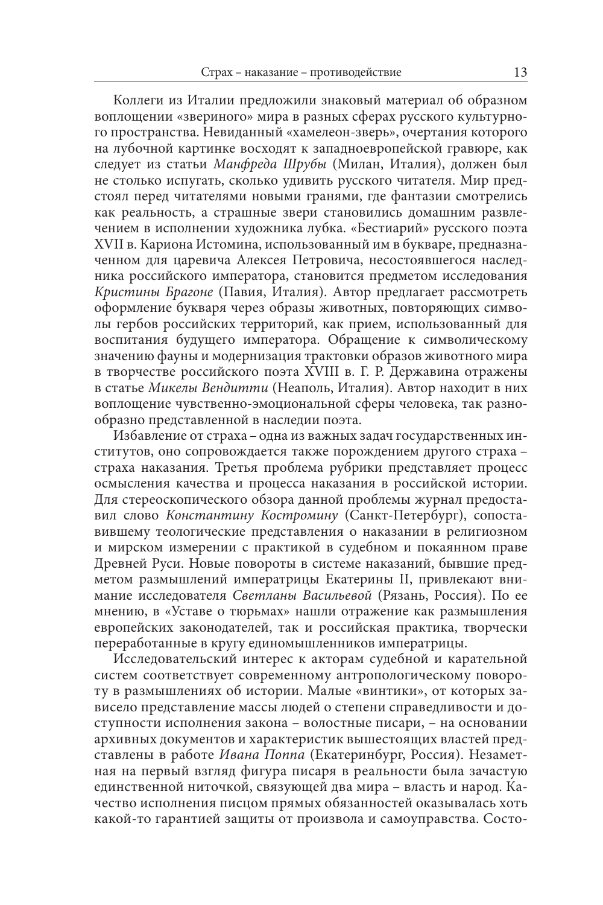Коллеги из Италии предложили знаковый материал об образном воплощении «звериного» мира в разных сферах русского культурного пространства. Невиданный «хамелеон-зверь», очертания которого на лубочной картинке восходят к западноевропейской гравюре, как следует из статьи *Манфреда Шрубы* (Милан, Италия), должен был не столько испугать, сколько удивить русского читателя. Мир предстоял перед читателями новыми гранями, где фантазии смотрелись как реальность, а страшные звери становились домашним развлечением в исполнении художника лубка. «Бестиарий» русского поэта XVII в. Кариона Истомина, использованный им в букваре, предназначенном для царевича Алексея Петровича, несостоявшегося наследника российского императора, становится предметом исследования *Кристины Брагоне* (Павия, Италия). Автор предлагает рассмотреть оформление букваря через образы животных, повторяющих символы гербов российских территорий, как прием, использованный для воспитания будущего императора. Обращение к символическому значению фауны и модернизация трактовки образов животного мира в творчестве российского поэта XVIII в. Г. Р. Державина отражены в статье *Микелы Вендитти* (Неаполь, Италия). Автор находит в них воплощение чувственно-эмоциональной сферы человека, так разнообразно представленной в наследии поэта.

Избавление от страха – одна из важных задач государственных институтов, оно сопровождается также порождением другого страха – страха наказания. Третья проблема рубрики представляет процесс осмысления качества и процесса наказания в российской истории. Для стереоскопического обзора данной проблемы журнал предоставил слово *Константину Костромину* (Санкт-Петербург), сопоставившему теологические представления о наказании в религиозном и мирском измерении с практикой в судебном и покаянном праве Древней Руси. Новые повороты в системе наказаний, бывшие предметом размышлений императрицы Екатерины II, привлекают внимание исследователя *Светланы Васильевой* (Рязань, Россия). По ее мнению, в «Уставе о тюрьмах» нашли отражение как размышления европейских законодателей, так и российская практика, творчески переработанные в кругу единомышленников императрицы.

Исследовательский интерес к акторам судебной и карательной систем соответствует современному антропологическому повороту в размышлениях об истории. Малые «винтики», от которых зависело представление массы людей о степени справедливости и доступности исполнения закона – волостные писари, – на основании архивных документов и характеристик вышестоящих властей представлены в работе *Ивана Поппа* (Екатеринбург, Россия). Незаметная на первый взгляд фигура писаря в реальности была зачастую единственной ниточкой, связующей два мира – власть и народ. Качество исполнения писцом прямых обязанностей оказывалась хоть какой-то гарантией защиты от произвола и самоуправства. Состо-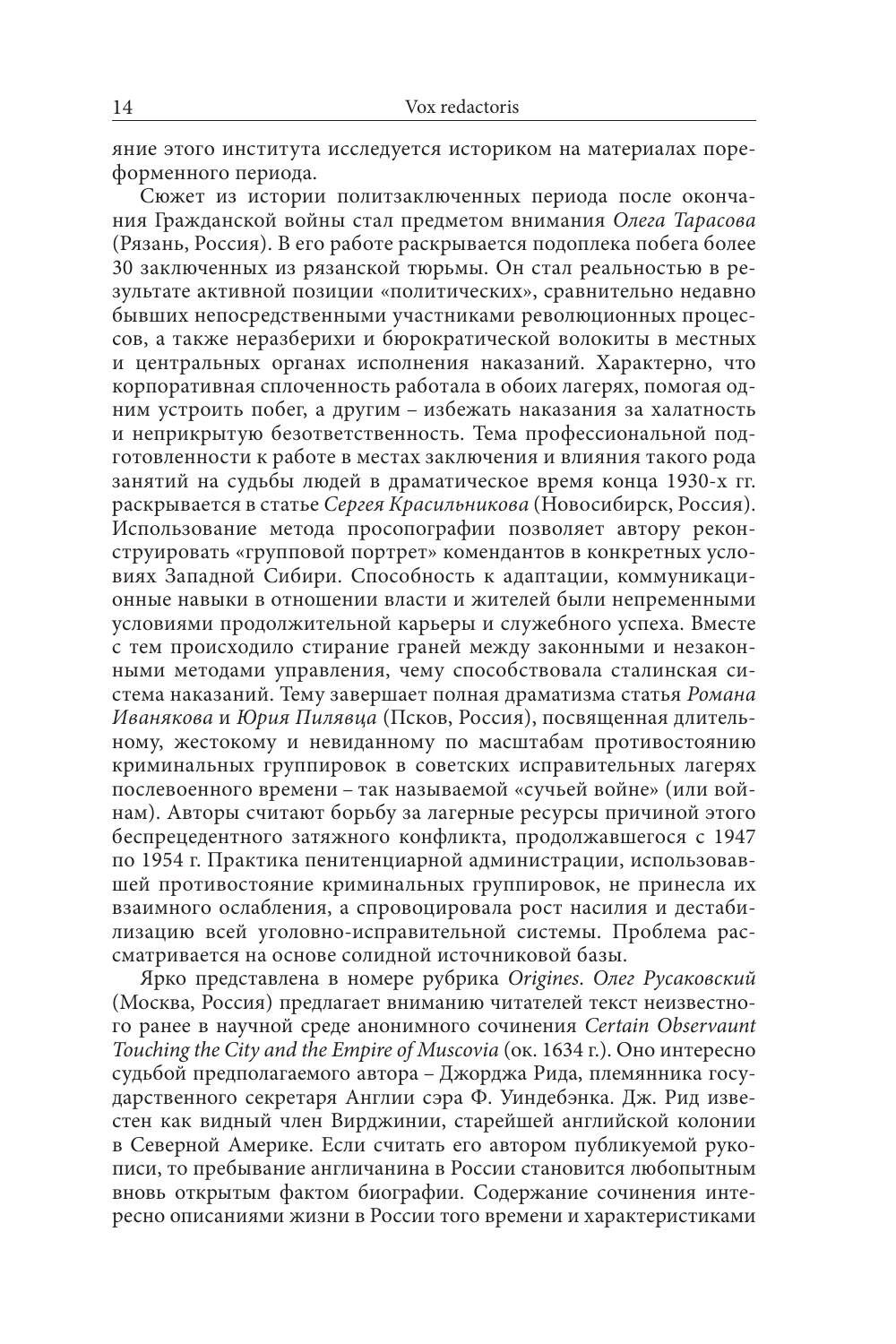яние этого института исследуется историком на материалах пореформенного периода.

Сюжет из истории политзаключенных периода после окончания Гражданской войны стал предметом внимания *Олега Тарасова* (Рязань, Россия). В его работе раскрывается подоплека побега более 30 заключенных из рязанской тюрьмы. Он стал реальностью в результате активной позиции «политических», сравнительно недавно бывших непосредственными участниками революционных процессов, а также неразберихи и бюрократической волокиты в местных и центральных органах исполнения наказаний. Характерно, что корпоративная сплоченность работала в обоих лагерях, помогая одним устроить побег, а другим – избежать наказания за халатность и неприкрытую безответственность. Тема профессиональной подготовленности к работе в местах заключения и влияния такого рода занятий на судьбы людей в драматическое время конца 1930-х гг. раскрывается в статье *Сергея Красильникова* (Новосибирск, Россия). Использование метода просопографии позволяет автору реконструировать «групповой портрет» комендантов в конкретных условиях Западной Сибири. Способность к адаптации, коммуникационные навыки в отношении власти и жителей были непременными условиями продолжительной карьеры и служебного успеха. Вместе с тем происходило стирание граней между законными и незаконными методами управления, чему способствовала сталинская система наказаний. Тему завершает полная драматизма статья *Романа Иванякова* и *Юрия Пилявца* (Псков, Россия), посвященная длительному, жестокому и невиданному по масштабам противостоянию криминальных группировок в советских исправительных лагерях послевоенного времени – так называемой «сучьей войне» (или войнам). Авторы считают борьбу за лагерные ресурсы причиной этого беспрецедентного затяжного конфликта, продолжавшегося с 1947 по 1954 г. Практика пенитенциарной администрации, использовавшей противостояние криминальных группировок, не принесла их взаимного ослабления, а спровоцировала рост насилия и дестабилизацию всей уголовно-исправительной системы. Проблема рассматривается на основе солидной источниковой базы.

Ярко представлена в номере рубрика *Origines*. *Олег Русаковский* (Москва, Россия) предлагает вниманию читателей текст неизвестного ранее в научной среде анонимного сочинения *Certain Observaunt Touching the City and the Empire of Muscovia* (ок. 1634 г.). Оно интересно судьбой предполагаемого автора – Джорджа Рида, племянника государственного секретаря Англии сэра Ф. Уиндебэнка. Дж. Рид известен как видный член Вирджинии, старейшей английской колонии в Северной Америке. Если считать его автором публикуемой рукописи, то пребывание англичанина в России становится любопытным вновь открытым фактом биографии. Содержание сочинения интересно описаниями жизни в России того времени и характеристиками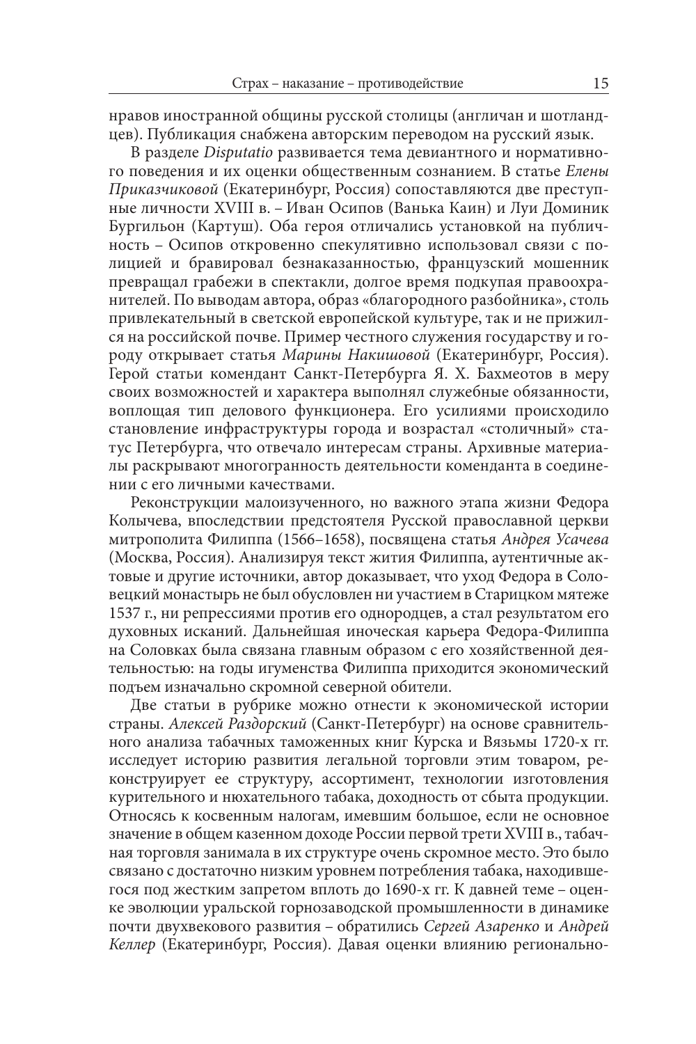нравов иностранной общины русской столицы (англичан и шотландцев). Публикация снабжена авторским переводом на русский язык.

В разделе *Disputatio* развивается тема девиантного и нормативного поведения и их оценки общественным сознанием. В статье *Елены Приказчиковой* (Екатеринбург, Россия) сопоставляются две преступные личности XVIII в. – Иван Осипов (Ванька Каин) и Луи Доминик Бургильон (Картуш). Оба героя отличались установкой на публичность – Осипов откровенно спекулятивно использовал связи с полицией и бравировал безнаказанностью, французский мошенник превращал грабежи в спектакли, долгое время подкупая правоохранителей. По выводам автора, образ «благородного разбойника», столь привлекательный в светской европейской культуре, так и не прижился на российской почве. Пример честного служения государству и городу открывает статья *Марины Накишовой* (Екатеринбург, Россия). Герой статьи комендант Санкт-Петербурга Я. Х. Бахмеотов в меру своих возможностей и характера выполнял служебные обязанности, воплощая тип делового функционера. Его усилиями происходило становление инфраструктуры города и возрастал «столичный» статус Петербурга, что отвечало интересам страны. Архивные материалы раскрывают многогранность деятельности коменданта в соединении с его личными качествами.

Реконструкции малоизученного, но важного этапа жизни Федора Колычева, впоследствии предстоятеля Русской православной церкви митрополита Филиппа (1566–1658), посвящена статья *Андрея Усачева* (Москва, Россия). Анализируя текст жития Филиппа, аутентичные актовые и другие источники, автор доказывает, что уход Федора в Соловецкий монастырь не был обусловлен ни участием в Старицком мятеже 1537 г., ни репрессиями против его однородцев, а стал результатом его духовных исканий. Дальнейшая иноческая карьера Федора-Филиппа на Соловках была связана главным образом с его хозяйственной деятельностью: на годы игуменства Филиппа приходится экономический подъем изначально скромной северной обители.

Две статьи в рубрике можно отнести к экономической истории страны. *Алексей Раздорский* (Санкт-Петербург) на основе сравнительного анализа табачных таможенных книг Курска и Вязьмы 1720-х гг. исследует историю развития легальной торговли этим товаром, реконструирует ее структуру, ассортимент, технологии изготовления курительного и нюхательного табака, доходность от сбыта продукции. Относясь к косвенным налогам, имевшим большое, если не основное значение в общем казенном доходе России первой трети XVIII в., табачная торговля занимала в их структуре очень скромное место. Это было связано с достаточно низким уровнем потребления табака, находившегося под жестким запретом вплоть до 1690-х гг. К давней теме – оценке эволюции уральской горнозаводской промышленности в динамике почти двухвекового развития – обратились *Сергей Азаренко* и *Андрей Келлер* (Екатеринбург, Россия). Давая оценки влиянию регионально-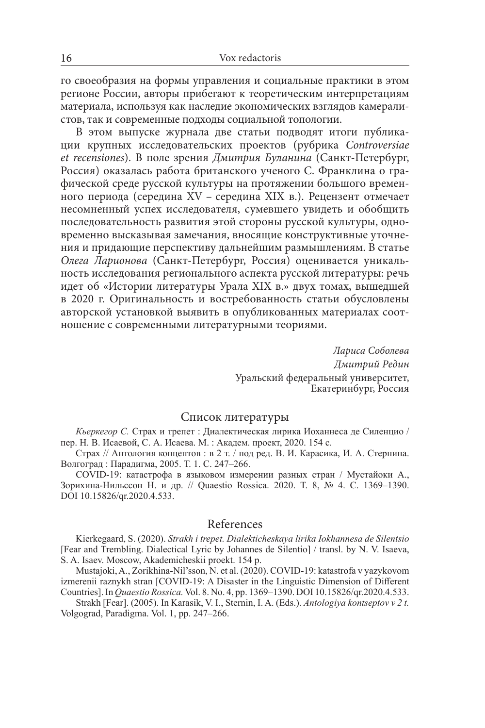го своеобразия на формы управления и социальные практики в этом регионе России, авторы прибегают к теоретическим интерпретациям материала, используя как наследие экономических взглядов камералистов, так и современные подходы социальной топологии.

В этом выпуске журнала две статьи подводят итоги публикации крупных исследовательских проектов (рубрика *Controversiae et recensiones*). В поле зрения *Дмитрия Буланина* (Санкт-Петербург, Россия) оказалась работа британского ученого С. Франклина о графической среде русской культуры на протяжении большого временного периода (середина XV – середина XIX в.). Рецензент отмечает несомненный успех исследователя, сумевшего увидеть и обобщить последовательность развития этой стороны русской культуры, одновременно высказывая замечания, вносящие конструктивные уточнения и придающие перспективу дальнейшим размышлениям. В статье *Олега Ларионова* (Санкт-Петербург, Россия) оценивается уникальность исследования регионального аспекта русской литературы: речь идет об «Истории литературы Урала XIX в.» двух томах, вышедшей в 2020 г. Оригинальность и востребованность статьи обусловлены авторской установкой выявить в опубликованных материалах соотношение с современными литературными теориями.

*Лариса Соболева*
*Дмитрий Редин*
Уральский федеральный университет,
Екатеринбург, Россия

## Список литературы

*Кьеркегор С.* Страх и трепет : Диалектическая лирика Иоханнеса де Силенцио / пер. Н. В. Исаевой, С. А. Исаева. М. : Академ. проект, 2020. 154 с.

Страх // Антология концептов : в 2 т. / под ред. В. И. Карасика, И. А. Стернина. Волгоград : Парадигма, 2005. Т. 1. С. 247–266.

COVID-19: катастрофа в языковом измерении разных стран / Мустайоки А., Зорихина-Нильссон Н. и др. // Quaestio Rossica. 2020. Т. 8, № 4. С. 1369–1390. DOI 10.15826/qr.2020.4.533.

## References

Kierkegaard, S. (2020). *Strakh i trepet. Dialekticheskaya lirika Iokhannesa de Silentsio* [Fear and Trembling. Dialectical Lyric by Johannes de Silentio] / transl. by N. V. Isaeva, S. A. Isaev. Moscow, Akademicheskii proekt. 154 p.

Mustajoki, A., Zorikhina-Nil'sson, N. et al. (2020). COVID-19: katastrofa v yazykovom izmerenii raznykh stran [COVID-19: A Disaster in the Linguistic Dimension of Different Countries]. In *Quaestio Rossica.* Vol. 8. No. 4, pp. 1369–1390. DOI 10.15826/qr.2020.4.533.

Strakh [Fear]. (2005). In Karasik, V. I., Sternin, I. A. (Eds.). *Antologiya kontseptov v 2 t.* Volgograd, Paradigma. Vol. 1, pp. 247–266.